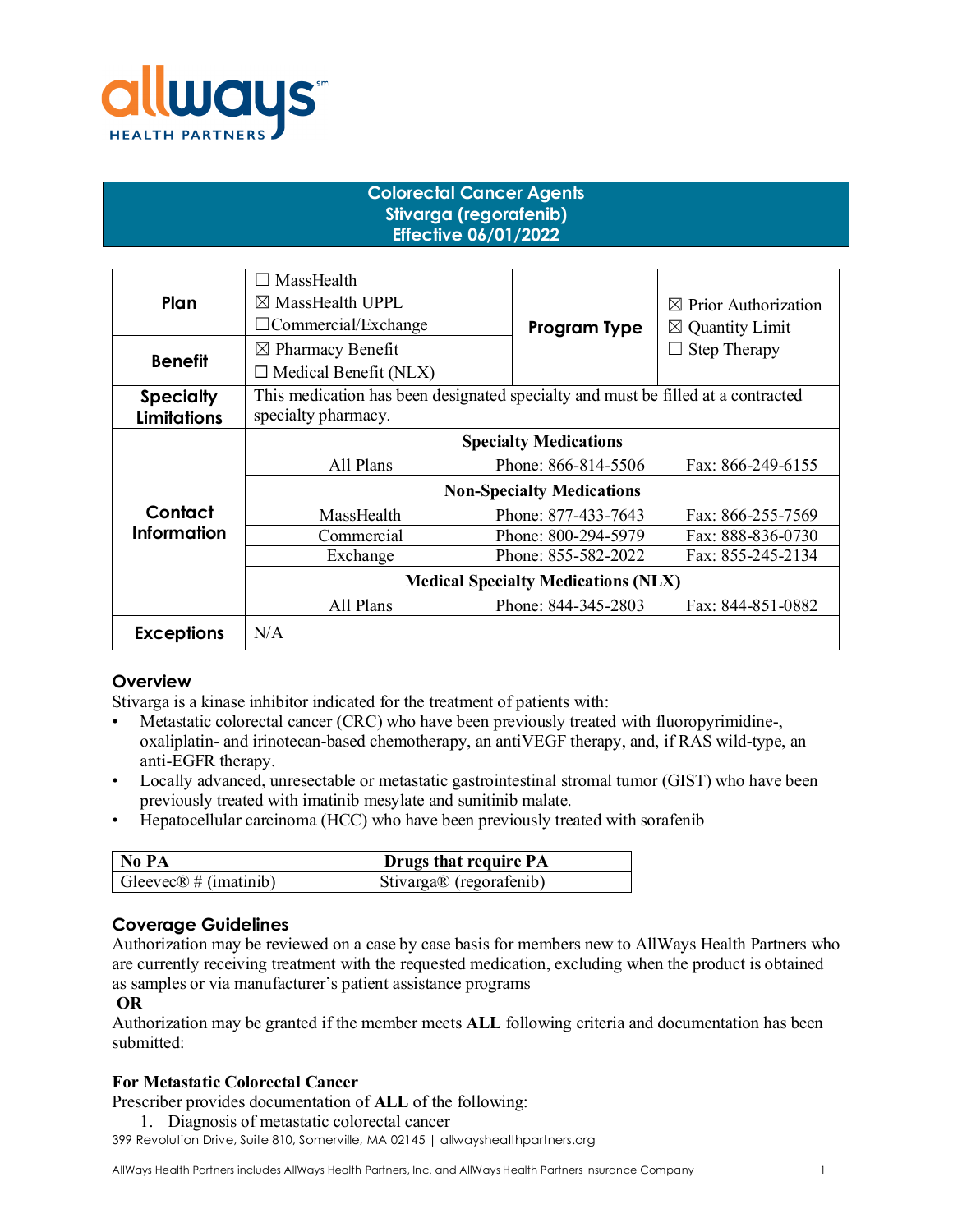# Colorectal Cancer Agents
# Stivarga (regorafenib)
# Effective 06/01/2022

| | | | |
|---|---|---|---|
| **Plan** | ☐ MassHealth<br>☒ MassHealth UPPL<br>☐Commercial/Exchange | **Program Type** | ☒ Prior Authorization<br>☒ Quantity Limit<br>☐ Step Therapy |
| **Benefit** | ☒ Pharmacy Benefit<br>☐ Medical Benefit (NLX) | | |
| **Specialty Limitations** | This medication has been designated specialty and must be filled at a contracted specialty pharmacy. | | |
| **Contact Information** | **Specialty Medications** | | |
| | All Plans | Phone: 866-814-5506 | Fax: 866-249-6155 |
| | **Non-Specialty Medications** | | |
| | MassHealth | Phone: 877-433-7643 | Fax: 866-255-7569 |
| | Commercial | Phone: 800-294-5979 | Fax: 888-836-0730 |
| | Exchange | Phone: 855-582-2022 | Fax: 855-245-2134 |
| | **Medical Specialty Medications (NLX)** | | |
| | All Plans | Phone: 844-345-2803 | Fax: 844-851-0882 |
| **Exceptions** | N/A | | |

## Overview

Stivarga is a kinase inhibitor indicated for the treatment of patients with:

- Metastatic colorectal cancer (CRC) who have been previously treated with fluoropyrimidine-, oxaliplatin- and irinotecan-based chemotherapy, an antiVEGF therapy, and, if RAS wild-type, an anti-EGFR therapy.
- Locally advanced, unresectable or metastatic gastrointestinal stromal tumor (GIST) who have been previously treated with imatinib mesylate and sunitinib malate.
- Hepatocellular carcinoma (HCC) who have been previously treated with sorafenib

| No PA | Drugs that require PA |
|---|---|
| Gleevec® # (imatinib) | Stivarga® (regorafenib) |

## Coverage Guidelines

Authorization may be reviewed on a case by case basis for members new to AllWays Health Partners who are currently receiving treatment with the requested medication, excluding when the product is obtained as samples or via manufacturer's patient assistance programs

**OR**

Authorization may be granted if the member meets **ALL** following criteria and documentation has been submitted:

**For Metastatic Colorectal Cancer**

Prescriber provides documentation of **ALL** of the following:

1. Diagnosis of metastatic colorectal cancer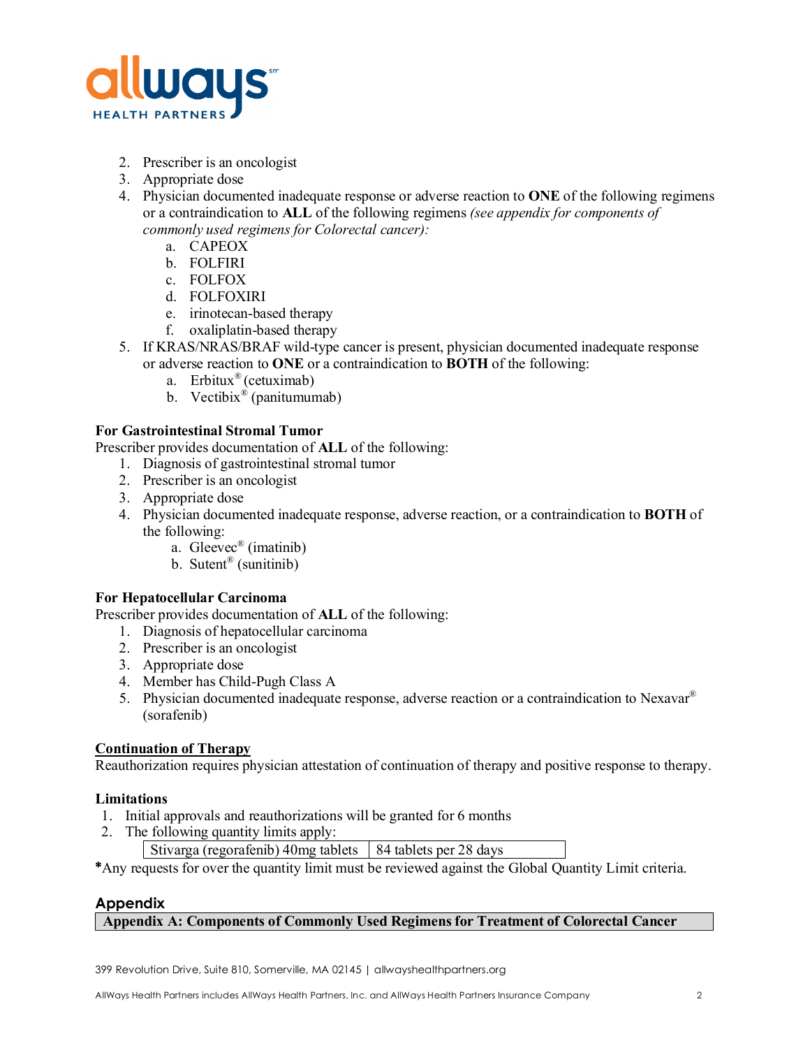2. Prescriber is an oncologist
3. Appropriate dose
4. Physician documented inadequate response or adverse reaction to **ONE** of the following regimens or a contraindication to **ALL** of the following regimens *(see appendix for components of commonly used regimens for Colorectal cancer)*:
   a. CAPEOX
   b. FOLFIRI
   c. FOLFOX
   d. FOLFOXIRI
   e. irinotecan-based therapy
   f. oxaliplatin-based therapy
5. If KRAS/NRAS/BRAF wild-type cancer is present, physician documented inadequate response or adverse reaction to **ONE** or a contraindication to **BOTH** of the following:
   a. Erbitux® (cetuximab)
   b. Vectibix® (panitumumab)

**For Gastrointestinal Stromal Tumor**

Prescriber provides documentation of **ALL** of the following:

1. Diagnosis of gastrointestinal stromal tumor
2. Prescriber is an oncologist
3. Appropriate dose
4. Physician documented inadequate response, adverse reaction, or a contraindication to **BOTH** of the following:
   a. Gleevec® (imatinib)
   b. Sutent® (sunitinib)

**For Hepatocellular Carcinoma**

Prescriber provides documentation of **ALL** of the following:

1. Diagnosis of hepatocellular carcinoma
2. Prescriber is an oncologist
3. Appropriate dose
4. Member has Child-Pugh Class A
5. Physician documented inadequate response, adverse reaction or a contraindication to Nexavar® (sorafenib)

**Continuation of Therapy**

Reauthorization requires physician attestation of continuation of therapy and positive response to therapy.

**Limitations**

1. Initial approvals and reauthorizations will be granted for 6 months
2. The following quantity limits apply:

| Stivarga (regorafenib) 40mg tablets | 84 tablets per 28 days |
|---|---|

*Any requests for over the quantity limit must be reviewed against the Global Quantity Limit criteria.

## Appendix

**Appendix A: Components of Commonly Used Regimens for Treatment of Colorectal Cancer**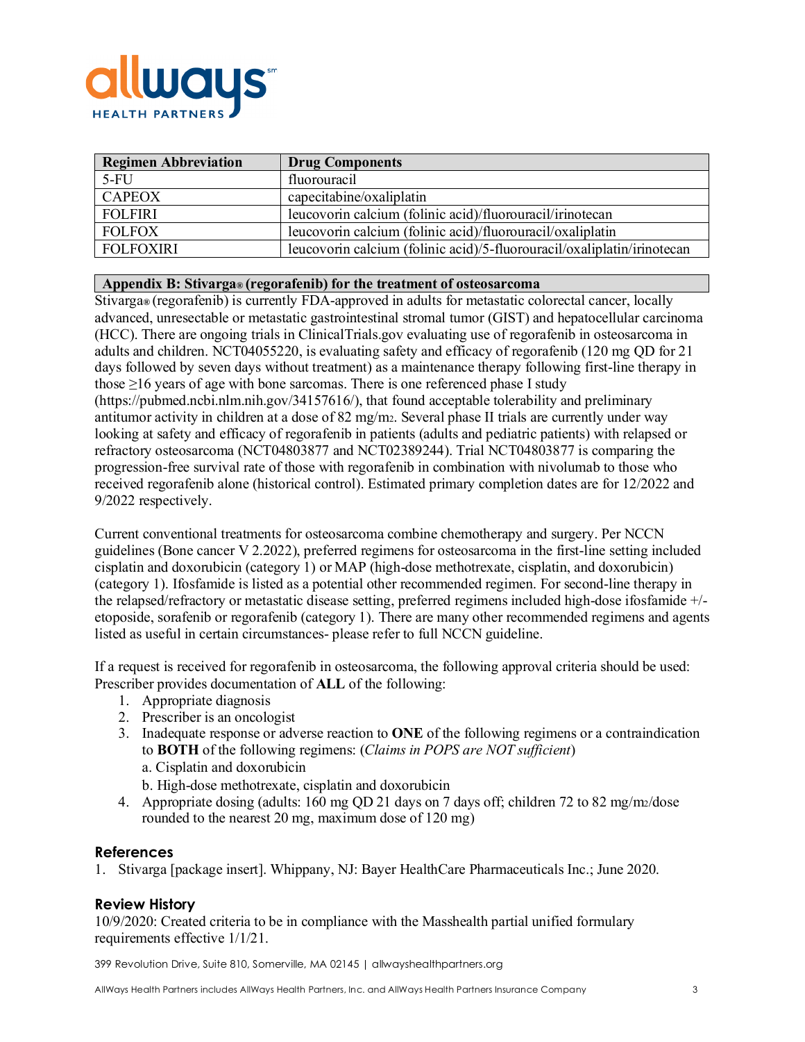| Regimen Abbreviation | Drug Components |
|---|---|
| 5-FU | fluorouracil |
| CAPEOX | capecitabine/oxaliplatin |
| FOLFIRI | leucovorin calcium (folinic acid)/fluorouracil/irinotecan |
| FOLFOX | leucovorin calcium (folinic acid)/fluorouracil/oxaliplatin |
| FOLFOXIRI | leucovorin calcium (folinic acid)/5-fluorouracil/oxaliplatin/irinotecan |

## Appendix B: Stivarga® (regorafenib) for the treatment of osteosarcoma

Stivarga® (regorafenib) is currently FDA-approved in adults for metastatic colorectal cancer, locally advanced, unresectable or metastatic gastrointestinal stromal tumor (GIST) and hepatocellular carcinoma (HCC). There are ongoing trials in ClinicalTrials.gov evaluating use of regorafenib in osteosarcoma in adults and children. NCT04055220, is evaluating safety and efficacy of regorafenib (120 mg QD for 21 days followed by seven days without treatment) as a maintenance therapy following first-line therapy in those ≥16 years of age with bone sarcomas. There is one referenced phase I study (https://pubmed.ncbi.nlm.nih.gov/34157616/), that found acceptable tolerability and preliminary antitumor activity in children at a dose of 82 mg/$m^2$. Several phase II trials are currently under way looking at safety and efficacy of regorafenib in patients (adults and pediatric patients) with relapsed or refractory osteosarcoma (NCT04803877 and NCT02389244). Trial NCT04803877 is comparing the progression-free survival rate of those with regorafenib in combination with nivolumab to those who received regorafenib alone (historical control). Estimated primary completion dates are for 12/2022 and 9/2022 respectively.

Current conventional treatments for osteosarcoma combine chemotherapy and surgery. Per NCCN guidelines (Bone cancer V 2.2022), preferred regimens for osteosarcoma in the first-line setting included cisplatin and doxorubicin (category 1) or MAP (high-dose methotrexate, cisplatin, and doxorubicin) (category 1). Ifosfamide is listed as a potential other recommended regimen. For second-line therapy in the relapsed/refractory or metastatic disease setting, preferred regimens included high-dose ifosfamide +/- etoposide, sorafenib or regorafenib (category 1). There are many other recommended regimens and agents listed as useful in certain circumstances- please refer to full NCCN guideline.

If a request is received for regorafenib in osteosarcoma, the following approval criteria should be used: Prescriber provides documentation of **ALL** of the following:

1. Appropriate diagnosis
2. Prescriber is an oncologist
3. Inadequate response or adverse reaction to **ONE** of the following regimens or a contraindication to **BOTH** of the following regimens: (*Claims in POPS are NOT sufficient*)
   a. Cisplatin and doxorubicin
   b. High-dose methotrexate, cisplatin and doxorubicin
4. Appropriate dosing (adults: 160 mg QD 21 days on 7 days off; children 72 to 82 mg/$m^2$/dose rounded to the nearest 20 mg, maximum dose of 120 mg)

### References

1. Stivarga [package insert]. Whippany, NJ: Bayer HealthCare Pharmaceuticals Inc.; June 2020.

### Review History

10/9/2020: Created criteria to be in compliance with the Masshealth partial unified formulary requirements effective 1/1/21.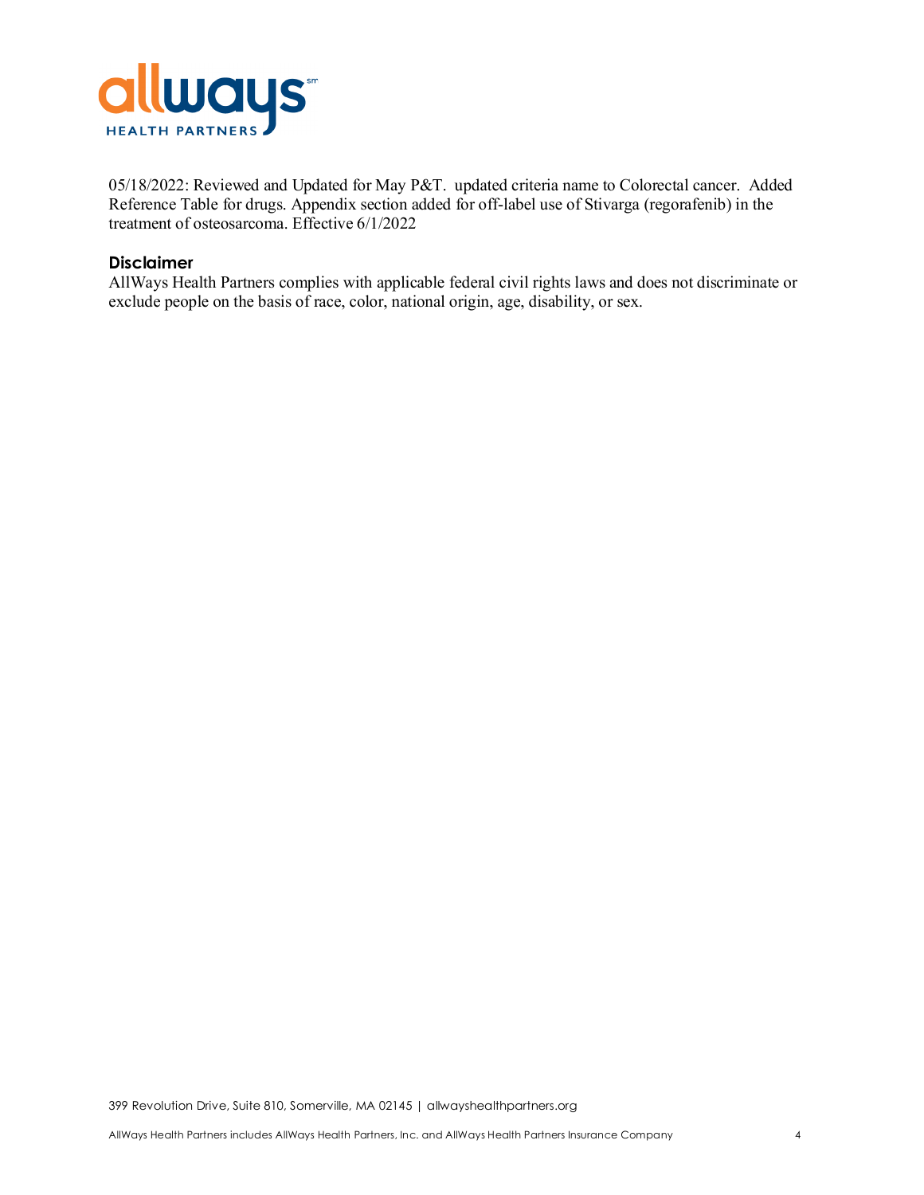05/18/2022: Reviewed and Updated for May P&T. updated criteria name to Colorectal cancer. Added Reference Table for drugs. Appendix section added for off-label use of Stivarga (regorafenib) in the treatment of osteosarcoma. Effective 6/1/2022

### Disclaimer

AllWays Health Partners complies with applicable federal civil rights laws and does not discriminate or exclude people on the basis of race, color, national origin, age, disability, or sex.